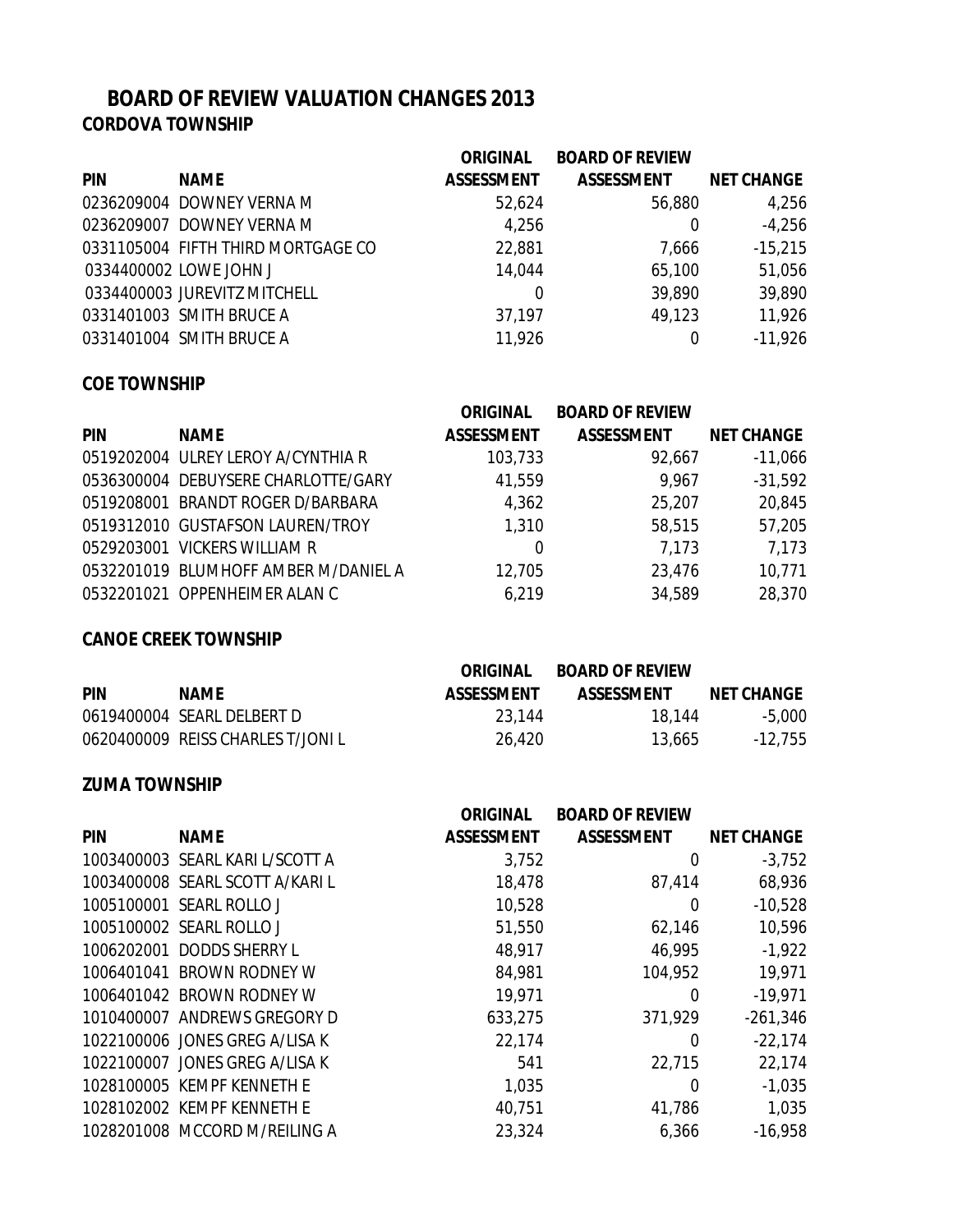# BOARD OF REVIEW VALUATION CHANGES 2013

## CORDOVA TOWNSHIP

| PIN | NAME | ORIGINAL ASSESSMENT | BOARD OF REVIEW ASSESSMENT | NET CHANGE |
|---|---|---|---|---|
| 0236209004 | DOWNEY VERNA M | 52,624 | 56,880 | 4,256 |
| 0236209007 | DOWNEY VERNA M | 4,256 | 0 | -4,256 |
| 0331105004 | FIFTH THIRD MORTGAGE CO | 22,881 | 7,666 | -15,215 |
| 0334400002 | LOWE JOHN J | 14,044 | 65,100 | 51,056 |
| 0334400003 | JUREVITZ MITCHELL | 0 | 39,890 | 39,890 |
| 0331401003 | SMITH BRUCE A | 37,197 | 49,123 | 11,926 |
| 0331401004 | SMITH BRUCE A | 11,926 | 0 | -11,926 |

## COE TOWNSHIP

| PIN | NAME | ORIGINAL ASSESSMENT | BOARD OF REVIEW ASSESSMENT | NET CHANGE |
|---|---|---|---|---|
| 0519202004 | ULREY LEROY A/CYNTHIA R | 103,733 | 92,667 | -11,066 |
| 0536300004 | DEBUYSERE CHARLOTTE/GARY | 41,559 | 9,967 | -31,592 |
| 0519208001 | BRANDT ROGER D/BARBARA | 4,362 | 25,207 | 20,845 |
| 0519312010 | GUSTAFSON LAUREN/TROY | 1,310 | 58,515 | 57,205 |
| 0529203001 | VICKERS WILLIAM R | 0 | 7,173 | 7,173 |
| 0532201019 | BLUMHOFF AMBER M/DANIEL A | 12,705 | 23,476 | 10,771 |
| 0532201021 | OPPENHEIMER ALAN C | 6,219 | 34,589 | 28,370 |

## CANOE CREEK TOWNSHIP

| PIN | NAME | ORIGINAL ASSESSMENT | BOARD OF REVIEW ASSESSMENT | NET CHANGE |
|---|---|---|---|---|
| 0619400004 | SEARL DELBERT D | 23,144 | 18,144 | -5,000 |
| 0620400009 | REISS CHARLES T/JONI L | 26,420 | 13,665 | -12,755 |

## ZUMA TOWNSHIP

| PIN | NAME | ORIGINAL ASSESSMENT | BOARD OF REVIEW ASSESSMENT | NET CHANGE |
|---|---|---|---|---|
| 1003400003 | SEARL KARI L/SCOTT A | 3,752 | 0 | -3,752 |
| 1003400008 | SEARL SCOTT A/KARI L | 18,478 | 87,414 | 68,936 |
| 1005100001 | SEARL ROLLO J | 10,528 | 0 | -10,528 |
| 1005100002 | SEARL ROLLO J | 51,550 | 62,146 | 10,596 |
| 1006202001 | DODDS SHERRY L | 48,917 | 46,995 | -1,922 |
| 1006401041 | BROWN RODNEY W | 84,981 | 104,952 | 19,971 |
| 1006401042 | BROWN RODNEY W | 19,971 | 0 | -19,971 |
| 1010400007 | ANDREWS GREGORY D | 633,275 | 371,929 | -261,346 |
| 1022100006 | JONES GREG A/LISA K | 22,174 | 0 | -22,174 |
| 1022100007 | JONES GREG A/LISA K | 541 | 22,715 | 22,174 |
| 1028100005 | KEMPF KENNETH E | 1,035 | 0 | -1,035 |
| 1028102002 | KEMPF KENNETH E | 40,751 | 41,786 | 1,035 |
| 1028201008 | MCCORD M/REILING A | 23,324 | 6,366 | -16,958 |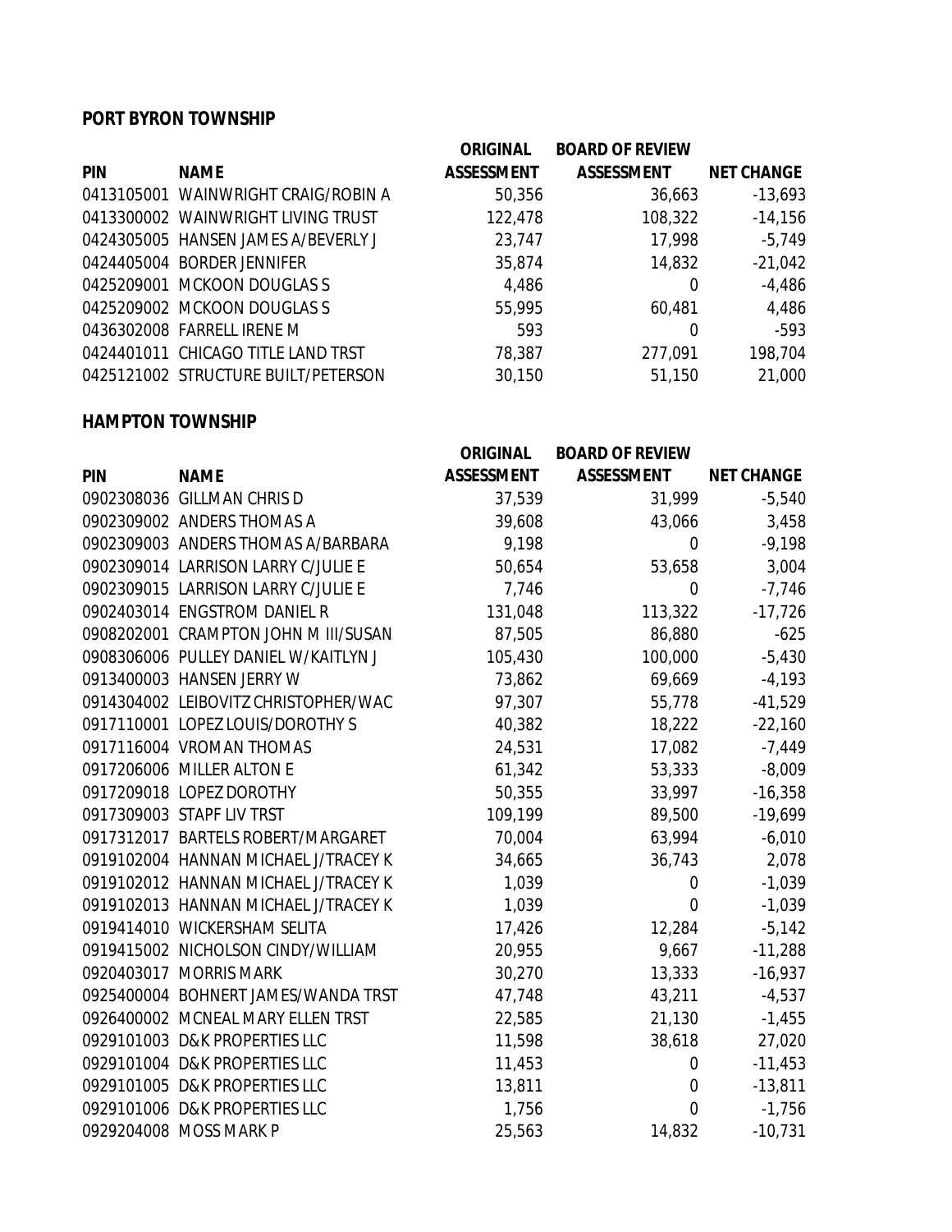## PORT BYRON TOWNSHIP

| PIN | NAME | ORIGINAL ASSESSMENT | BOARD OF REVIEW ASSESSMENT | NET CHANGE |
|---|---|---|---|---|
| 0413105001 | WAINWRIGHT CRAIG/ROBIN A | 50,356 | 36,663 | -13,693 |
| 0413300002 | WAINWRIGHT LIVING TRUST | 122,478 | 108,322 | -14,156 |
| 0424305005 | HANSEN JAMES A/BEVERLY J | 23,747 | 17,998 | -5,749 |
| 0424405004 | BORDER JENNIFER | 35,874 | 14,832 | -21,042 |
| 0425209001 | MCKOON DOUGLAS S | 4,486 | 0 | -4,486 |
| 0425209002 | MCKOON DOUGLAS S | 55,995 | 60,481 | 4,486 |
| 0436302008 | FARRELL IRENE M | 593 | 0 | -593 |
| 0424401011 | CHICAGO TITLE LAND TRST | 78,387 | 277,091 | 198,704 |
| 0425121002 | STRUCTURE BUILT/PETERSON | 30,150 | 51,150 | 21,000 |

## HAMPTON TOWNSHIP

| PIN | NAME | ORIGINAL ASSESSMENT | BOARD OF REVIEW ASSESSMENT | NET CHANGE |
|---|---|---|---|---|
| 0902308036 | GILLMAN CHRIS D | 37,539 | 31,999 | -5,540 |
| 0902309002 | ANDERS THOMAS A | 39,608 | 43,066 | 3,458 |
| 0902309003 | ANDERS THOMAS A/BARBARA | 9,198 | 0 | -9,198 |
| 0902309014 | LARRISON LARRY C/JULIE E | 50,654 | 53,658 | 3,004 |
| 0902309015 | LARRISON LARRY C/JULIE E | 7,746 | 0 | -7,746 |
| 0902403014 | ENGSTROM DANIEL R | 131,048 | 113,322 | -17,726 |
| 0908202001 | CRAMPTON JOHN M III/SUSAN | 87,505 | 86,880 | -625 |
| 0908306006 | PULLEY DANIEL W/KAITLYN J | 105,430 | 100,000 | -5,430 |
| 0913400003 | HANSEN JERRY W | 73,862 | 69,669 | -4,193 |
| 0914304002 | LEIBOVITZ CHRISTOPHER/WAC | 97,307 | 55,778 | -41,529 |
| 0917110001 | LOPEZ LOUIS/DOROTHY S | 40,382 | 18,222 | -22,160 |
| 0917116004 | VROMAN THOMAS | 24,531 | 17,082 | -7,449 |
| 0917206006 | MILLER ALTON E | 61,342 | 53,333 | -8,009 |
| 0917209018 | LOPEZ DOROTHY | 50,355 | 33,997 | -16,358 |
| 0917309003 | STAPF LIV TRST | 109,199 | 89,500 | -19,699 |
| 0917312017 | BARTELS ROBERT/MARGARET | 70,004 | 63,994 | -6,010 |
| 0919102004 | HANNAN MICHAEL J/TRACEY K | 34,665 | 36,743 | 2,078 |
| 0919102012 | HANNAN MICHAEL J/TRACEY K | 1,039 | 0 | -1,039 |
| 0919102013 | HANNAN MICHAEL J/TRACEY K | 1,039 | 0 | -1,039 |
| 0919414010 | WICKERSHAM SELITA | 17,426 | 12,284 | -5,142 |
| 0919415002 | NICHOLSON CINDY/WILLIAM | 20,955 | 9,667 | -11,288 |
| 0920403017 | MORRIS MARK | 30,270 | 13,333 | -16,937 |
| 0925400004 | BOHNERT JAMES/WANDA TRST | 47,748 | 43,211 | -4,537 |
| 0926400002 | MCNEAL MARY ELLEN TRST | 22,585 | 21,130 | -1,455 |
| 0929101003 | D&K PROPERTIES LLC | 11,598 | 38,618 | 27,020 |
| 0929101004 | D&K PROPERTIES LLC | 11,453 | 0 | -11,453 |
| 0929101005 | D&K PROPERTIES LLC | 13,811 | 0 | -13,811 |
| 0929101006 | D&K PROPERTIES LLC | 1,756 | 0 | -1,756 |
| 0929204008 | MOSS MARK P | 25,563 | 14,832 | -10,731 |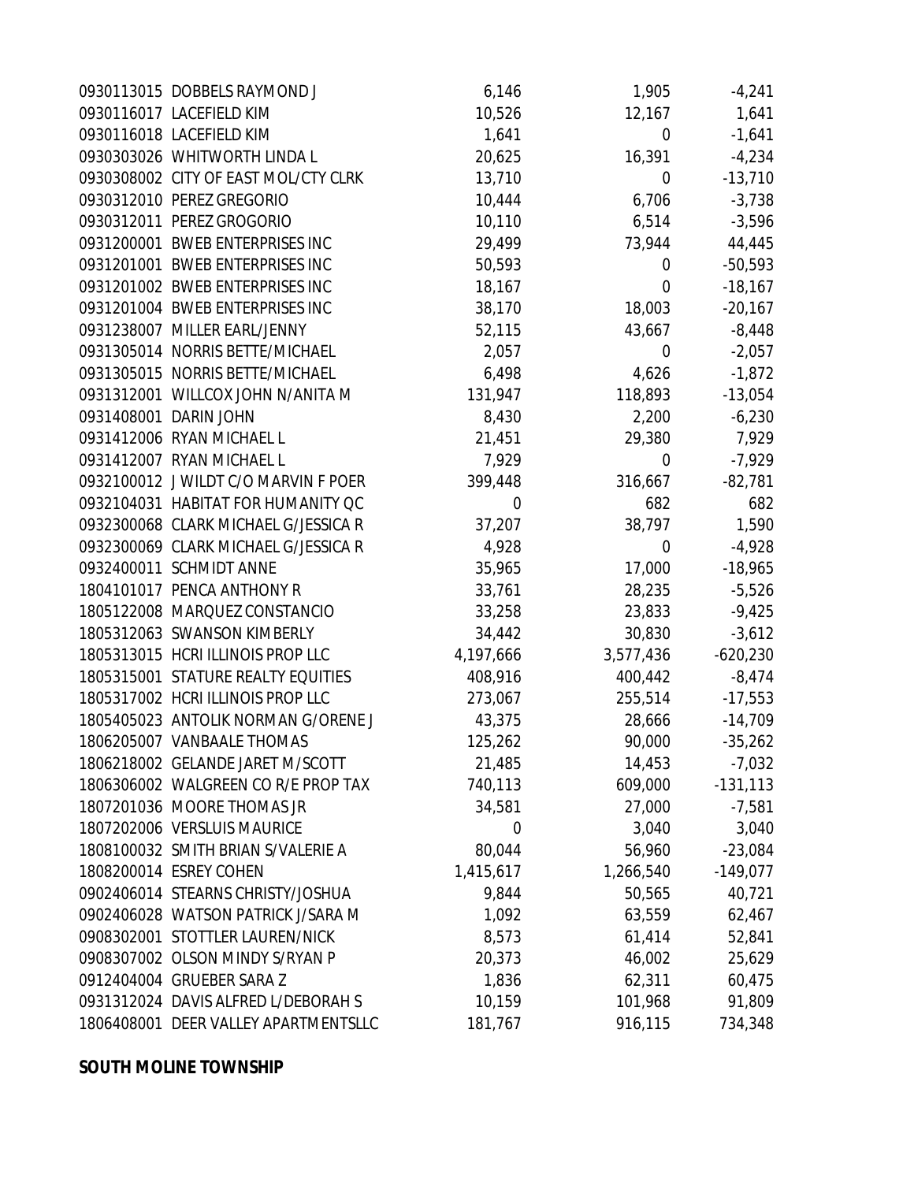| | | | | |
|---|---|---|---|---|
| 0930113015 | DOBBELS RAYMOND J | 6,146 | 1,905 | -4,241 |
| 0930116017 | LACEFIELD KIM | 10,526 | 12,167 | 1,641 |
| 0930116018 | LACEFIELD KIM | 1,641 | 0 | -1,641 |
| 0930303026 | WHITWORTH LINDA L | 20,625 | 16,391 | -4,234 |
| 0930308002 | CITY OF EAST MOL/CTY CLRK | 13,710 | 0 | -13,710 |
| 0930312010 | PEREZ GREGORIO | 10,444 | 6,706 | -3,738 |
| 0930312011 | PEREZ GROGORIO | 10,110 | 6,514 | -3,596 |
| 0931200001 | BWEB ENTERPRISES INC | 29,499 | 73,944 | 44,445 |
| 0931201001 | BWEB ENTERPRISES INC | 50,593 | 0 | -50,593 |
| 0931201002 | BWEB ENTERPRISES INC | 18,167 | 0 | -18,167 |
| 0931201004 | BWEB ENTERPRISES INC | 38,170 | 18,003 | -20,167 |
| 0931238007 | MILLER EARL/JENNY | 52,115 | 43,667 | -8,448 |
| 0931305014 | NORRIS BETTE/MICHAEL | 2,057 | 0 | -2,057 |
| 0931305015 | NORRIS BETTE/MICHAEL | 6,498 | 4,626 | -1,872 |
| 0931312001 | WILLCOX JOHN N/ANITA M | 131,947 | 118,893 | -13,054 |
| 0931408001 | DARIN JOHN | 8,430 | 2,200 | -6,230 |
| 0931412006 | RYAN MICHAEL L | 21,451 | 29,380 | 7,929 |
| 0931412007 | RYAN MICHAEL L | 7,929 | 0 | -7,929 |
| 0932100012 | J WILDT C/O MARVIN F POER | 399,448 | 316,667 | -82,781 |
| 0932104031 | HABITAT FOR HUMANITY QC | 0 | 682 | 682 |
| 0932300068 | CLARK MICHAEL G/JESSICA R | 37,207 | 38,797 | 1,590 |
| 0932300069 | CLARK MICHAEL G/JESSICA R | 4,928 | 0 | -4,928 |
| 0932400011 | SCHMIDT ANNE | 35,965 | 17,000 | -18,965 |
| 1804101017 | PENCA ANTHONY R | 33,761 | 28,235 | -5,526 |
| 1805122008 | MARQUEZ CONSTANCIO | 33,258 | 23,833 | -9,425 |
| 1805312063 | SWANSON KIMBERLY | 34,442 | 30,830 | -3,612 |
| 1805313015 | HCRI ILLINOIS PROP LLC | 4,197,666 | 3,577,436 | -620,230 |
| 1805315001 | STATURE REALTY EQUITIES | 408,916 | 400,442 | -8,474 |
| 1805317002 | HCRI ILLINOIS PROP LLC | 273,067 | 255,514 | -17,553 |
| 1805405023 | ANTOLIK NORMAN G/ORENE J | 43,375 | 28,666 | -14,709 |
| 1806205007 | VANBAALE THOMAS | 125,262 | 90,000 | -35,262 |
| 1806218002 | GELANDE JARET M/SCOTT | 21,485 | 14,453 | -7,032 |
| 1806306002 | WALGREEN CO R/E PROP TAX | 740,113 | 609,000 | -131,113 |
| 1807201036 | MOORE THOMAS JR | 34,581 | 27,000 | -7,581 |
| 1807202006 | VERSLUIS MAURICE | 0 | 3,040 | 3,040 |
| 1808100032 | SMITH BRIAN S/VALERIE A | 80,044 | 56,960 | -23,084 |
| 1808200014 | ESREY COHEN | 1,415,617 | 1,266,540 | -149,077 |
| 0902406014 | STEARNS CHRISTY/JOSHUA | 9,844 | 50,565 | 40,721 |
| 0902406028 | WATSON PATRICK J/SARA M | 1,092 | 63,559 | 62,467 |
| 0908302001 | STOTTLER LAUREN/NICK | 8,573 | 61,414 | 52,841 |
| 0908307002 | OLSON MINDY S/RYAN P | 20,373 | 46,002 | 25,629 |
| 0912404004 | GRUEBER SARA Z | 1,836 | 62,311 | 60,475 |
| 0931312024 | DAVIS ALFRED L/DEBORAH S | 10,159 | 101,968 | 91,809 |
| 1806408001 | DEER VALLEY APARTMENTSLLC | 181,767 | 916,115 | 734,348 |

**SOUTH MOLINE TOWNSHIP**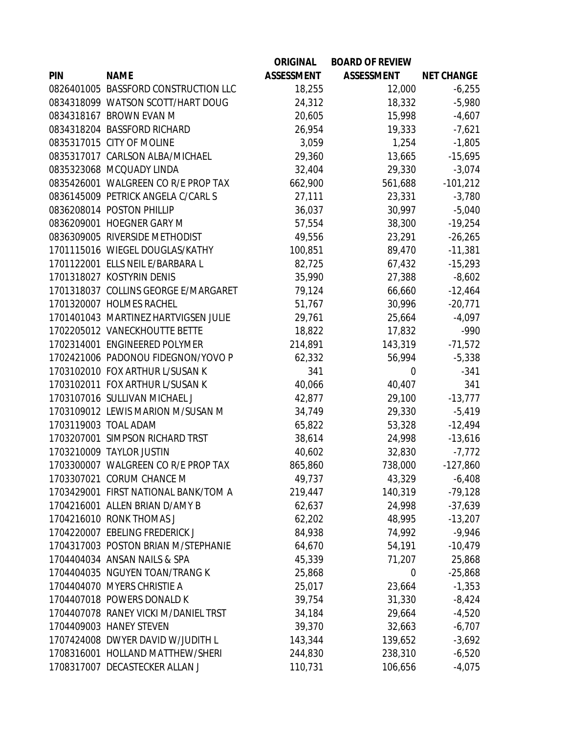| PIN | NAME | ORIGINAL ASSESSMENT | BOARD OF REVIEW ASSESSMENT | NET CHANGE |
|---|---|---|---|---|
| 0826401005 | BASSFORD CONSTRUCTION LLC | 18,255 | 12,000 | -6,255 |
| 0834318099 | WATSON SCOTT/HART DOUG | 24,312 | 18,332 | -5,980 |
| 0834318167 | BROWN EVAN M | 20,605 | 15,998 | -4,607 |
| 0834318204 | BASSFORD RICHARD | 26,954 | 19,333 | -7,621 |
| 0835317015 | CITY OF MOLINE | 3,059 | 1,254 | -1,805 |
| 0835317017 | CARLSON ALBA/MICHAEL | 29,360 | 13,665 | -15,695 |
| 0835323068 | MCQUADY LINDA | 32,404 | 29,330 | -3,074 |
| 0835426001 | WALGREEN CO R/E PROP TAX | 662,900 | 561,688 | -101,212 |
| 0836145009 | PETRICK ANGELA C/CARL S | 27,111 | 23,331 | -3,780 |
| 0836208014 | POSTON PHILLIP | 36,037 | 30,997 | -5,040 |
| 0836209001 | HOEGNER GARY M | 57,554 | 38,300 | -19,254 |
| 0836309005 | RIVERSIDE METHODIST | 49,556 | 23,291 | -26,265 |
| 1701115016 | WIEGEL DOUGLAS/KATHY | 100,851 | 89,470 | -11,381 |
| 1701122001 | ELLS NEIL E/BARBARA L | 82,725 | 67,432 | -15,293 |
| 1701318027 | KOSTYRIN DENIS | 35,990 | 27,388 | -8,602 |
| 1701318037 | COLLINS GEORGE E/MARGARET | 79,124 | 66,660 | -12,464 |
| 1701320007 | HOLMES RACHEL | 51,767 | 30,996 | -20,771 |
| 1701401043 | MARTINEZ HARTVIGSEN JULIE | 29,761 | 25,664 | -4,097 |
| 1702205012 | VANECKHOUTTE BETTE | 18,822 | 17,832 | -990 |
| 1702314001 | ENGINEERED POLYMER | 214,891 | 143,319 | -71,572 |
| 1702421006 | PADONOU FIDEGNON/YOVO P | 62,332 | 56,994 | -5,338 |
| 1703102010 | FOX ARTHUR L/SUSAN K | 341 | 0 | -341 |
| 1703102011 | FOX ARTHUR L/SUSAN K | 40,066 | 40,407 | 341 |
| 1703107016 | SULLIVAN MICHAEL J | 42,877 | 29,100 | -13,777 |
| 1703109012 | LEWIS MARION M/SUSAN M | 34,749 | 29,330 | -5,419 |
| 1703119003 | TOAL ADAM | 65,822 | 53,328 | -12,494 |
| 1703207001 | SIMPSON RICHARD TRST | 38,614 | 24,998 | -13,616 |
| 1703210009 | TAYLOR JUSTIN | 40,602 | 32,830 | -7,772 |
| 1703300007 | WALGREEN CO R/E PROP TAX | 865,860 | 738,000 | -127,860 |
| 1703307021 | CORUM CHANCE M | 49,737 | 43,329 | -6,408 |
| 1703429001 | FIRST NATIONAL BANK/TOM A | 219,447 | 140,319 | -79,128 |
| 1704216001 | ALLEN BRIAN D/AMY B | 62,637 | 24,998 | -37,639 |
| 1704216010 | RONK THOMAS J | 62,202 | 48,995 | -13,207 |
| 1704220007 | EBELING FREDERICK J | 84,938 | 74,992 | -9,946 |
| 1704317003 | POSTON BRIAN M/STEPHANIE | 64,670 | 54,191 | -10,479 |
| 1704404034 | ANSAN NAILS & SPA | 45,339 | 71,207 | 25,868 |
| 1704404035 | NGUYEN TOAN/TRANG K | 25,868 | 0 | -25,868 |
| 1704404070 | MYERS CHRISTIE A | 25,017 | 23,664 | -1,353 |
| 1704407018 | POWERS DONALD K | 39,754 | 31,330 | -8,424 |
| 1704407078 | RANEY VICKI M/DANIEL TRST | 34,184 | 29,664 | -4,520 |
| 1704409003 | HANEY STEVEN | 39,370 | 32,663 | -6,707 |
| 1707424008 | DWYER DAVID W/JUDITH L | 143,344 | 139,652 | -3,692 |
| 1708316001 | HOLLAND MATTHEW/SHERI | 244,830 | 238,310 | -6,520 |
| 1708317007 | DECASTECKER ALLAN J | 110,731 | 106,656 | -4,075 |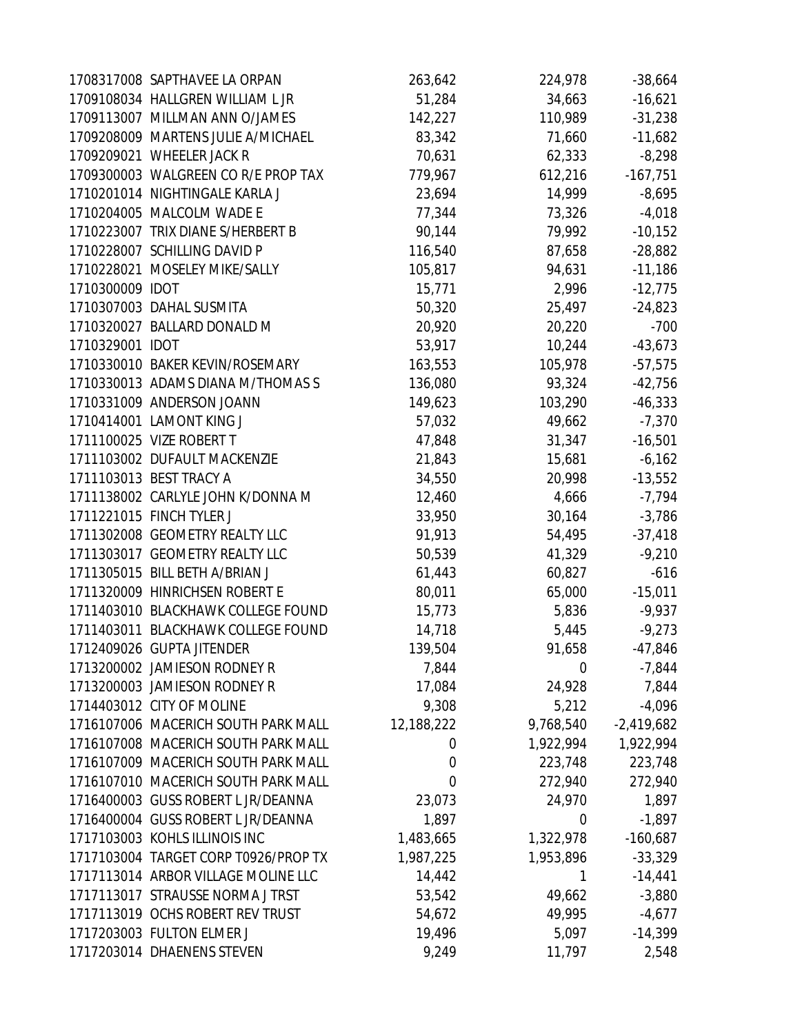| | | | | |
|---|---|---|---|---|
| 1708317008 | SAPTHAVEE LA ORPAN | 263,642 | 224,978 | -38,664 |
| 1709108034 | HALLGREN WILLIAM L JR | 51,284 | 34,663 | -16,621 |
| 1709113007 | MILLMAN ANN O/JAMES | 142,227 | 110,989 | -31,238 |
| 1709208009 | MARTENS JULIE A/MICHAEL | 83,342 | 71,660 | -11,682 |
| 1709209021 | WHEELER JACK R | 70,631 | 62,333 | -8,298 |
| 1709300003 | WALGREEN CO R/E PROP TAX | 779,967 | 612,216 | -167,751 |
| 1710201014 | NIGHTINGALE KARLA J | 23,694 | 14,999 | -8,695 |
| 1710204005 | MALCOLM WADE E | 77,344 | 73,326 | -4,018 |
| 1710223007 | TRIX DIANE S/HERBERT B | 90,144 | 79,992 | -10,152 |
| 1710228007 | SCHILLING DAVID P | 116,540 | 87,658 | -28,882 |
| 1710228021 | MOSELEY MIKE/SALLY | 105,817 | 94,631 | -11,186 |
| 1710300009 | IDOT | 15,771 | 2,996 | -12,775 |
| 1710307003 | DAHAL SUSMITA | 50,320 | 25,497 | -24,823 |
| 1710320027 | BALLARD DONALD M | 20,920 | 20,220 | -700 |
| 1710329001 | IDOT | 53,917 | 10,244 | -43,673 |
| 1710330010 | BAKER KEVIN/ROSEMARY | 163,553 | 105,978 | -57,575 |
| 1710330013 | ADAMS DIANA M/THOMAS S | 136,080 | 93,324 | -42,756 |
| 1710331009 | ANDERSON JOANN | 149,623 | 103,290 | -46,333 |
| 1710414001 | LAMONT KING J | 57,032 | 49,662 | -7,370 |
| 1711100025 | VIZE ROBERT T | 47,848 | 31,347 | -16,501 |
| 1711103002 | DUFAULT MACKENZIE | 21,843 | 15,681 | -6,162 |
| 1711103013 | BEST TRACY A | 34,550 | 20,998 | -13,552 |
| 1711138002 | CARLYLE JOHN K/DONNA M | 12,460 | 4,666 | -7,794 |
| 1711221015 | FINCH TYLER J | 33,950 | 30,164 | -3,786 |
| 1711302008 | GEOMETRY REALTY LLC | 91,913 | 54,495 | -37,418 |
| 1711303017 | GEOMETRY REALTY LLC | 50,539 | 41,329 | -9,210 |
| 1711305015 | BILL BETH A/BRIAN J | 61,443 | 60,827 | -616 |
| 1711320009 | HINRICHSEN ROBERT E | 80,011 | 65,000 | -15,011 |
| 1711403010 | BLACKHAWK COLLEGE FOUND | 15,773 | 5,836 | -9,937 |
| 1711403011 | BLACKHAWK COLLEGE FOUND | 14,718 | 5,445 | -9,273 |
| 1712409026 | GUPTA JITENDER | 139,504 | 91,658 | -47,846 |
| 1713200002 | JAMIESON RODNEY R | 7,844 | 0 | -7,844 |
| 1713200003 | JAMIESON RODNEY R | 17,084 | 24,928 | 7,844 |
| 1714403012 | CITY OF MOLINE | 9,308 | 5,212 | -4,096 |
| 1716107006 | MACERICH SOUTH PARK MALL | 12,188,222 | 9,768,540 | -2,419,682 |
| 1716107008 | MACERICH SOUTH PARK MALL | 0 | 1,922,994 | 1,922,994 |
| 1716107009 | MACERICH SOUTH PARK MALL | 0 | 223,748 | 223,748 |
| 1716107010 | MACERICH SOUTH PARK MALL | 0 | 272,940 | 272,940 |
| 1716400003 | GUSS ROBERT L JR/DEANNA | 23,073 | 24,970 | 1,897 |
| 1716400004 | GUSS ROBERT L JR/DEANNA | 1,897 | 0 | -1,897 |
| 1717103003 | KOHLS ILLINOIS INC | 1,483,665 | 1,322,978 | -160,687 |
| 1717103004 | TARGET CORP T0926/PROP TX | 1,987,225 | 1,953,896 | -33,329 |
| 1717113014 | ARBOR VILLAGE MOLINE LLC | 14,442 | 1 | -14,441 |
| 1717113017 | STRAUSSE NORMA J TRST | 53,542 | 49,662 | -3,880 |
| 1717113019 | OCHS ROBERT REV TRUST | 54,672 | 49,995 | -4,677 |
| 1717203003 | FULTON ELMER J | 19,496 | 5,097 | -14,399 |
| 1717203014 | DHAENENS STEVEN | 9,249 | 11,797 | 2,548 |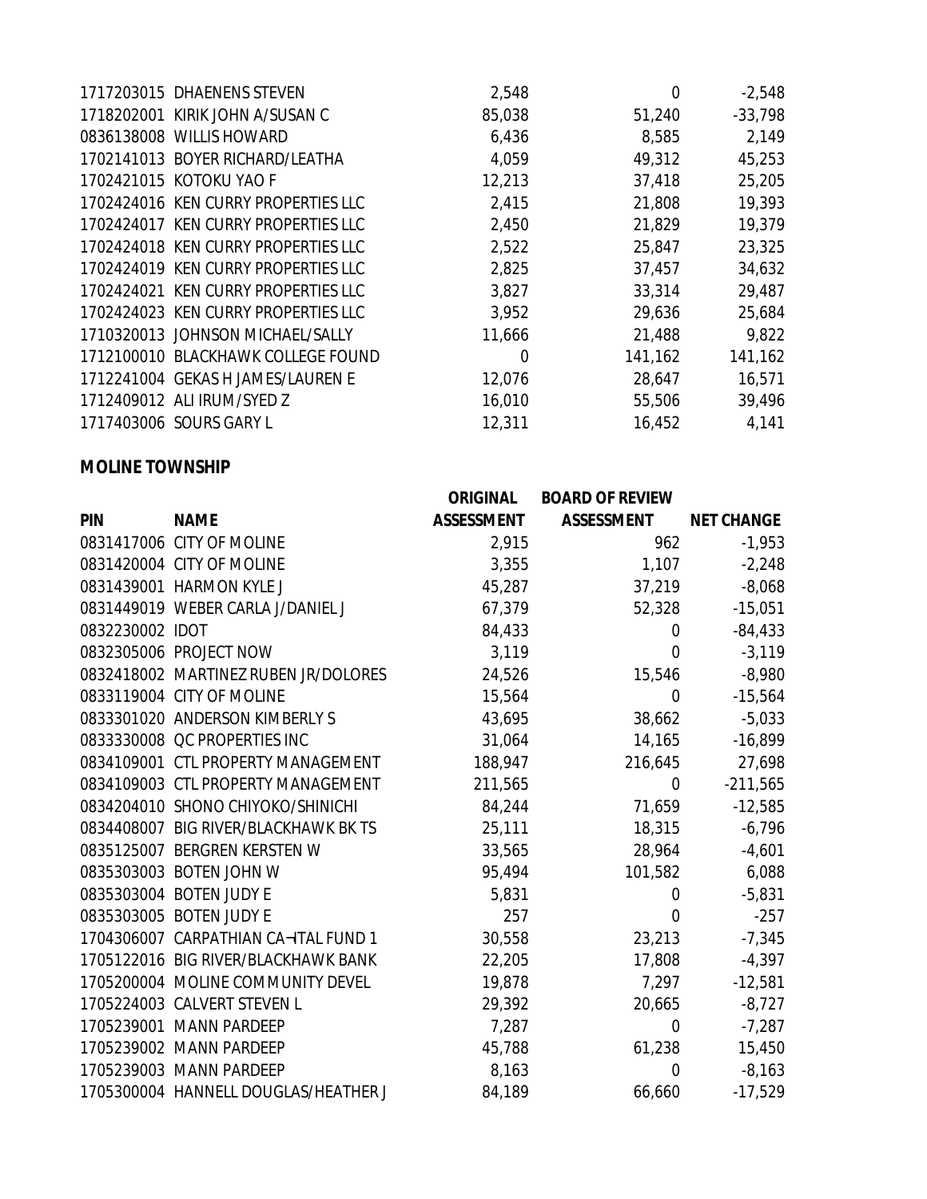| PIN | NAME | ORIGINAL ASSESSMENT | BOARD OF REVIEW ASSESSMENT | NET CHANGE |
|---|---|---|---|---|
| 1717203015 | DHAENENS STEVEN | 2,548 | 0 | -2,548 |
| 1718202001 | KIRIK JOHN A/SUSAN C | 85,038 | 51,240 | -33,798 |
| 0836138008 | WILLIS HOWARD | 6,436 | 8,585 | 2,149 |
| 1702141013 | BOYER RICHARD/LEATHA | 4,059 | 49,312 | 45,253 |
| 1702421015 | KOTOKU YAO F | 12,213 | 37,418 | 25,205 |
| 1702424016 | KEN CURRY PROPERTIES LLC | 2,415 | 21,808 | 19,393 |
| 1702424017 | KEN CURRY PROPERTIES LLC | 2,450 | 21,829 | 19,379 |
| 1702424018 | KEN CURRY PROPERTIES LLC | 2,522 | 25,847 | 23,325 |
| 1702424019 | KEN CURRY PROPERTIES LLC | 2,825 | 37,457 | 34,632 |
| 1702424021 | KEN CURRY PROPERTIES LLC | 3,827 | 33,314 | 29,487 |
| 1702424023 | KEN CURRY PROPERTIES LLC | 3,952 | 29,636 | 25,684 |
| 1710320013 | JOHNSON MICHAEL/SALLY | 11,666 | 21,488 | 9,822 |
| 1712100010 | BLACKHAWK COLLEGE FOUND | 0 | 141,162 | 141,162 |
| 1712241004 | GEKAS H JAMES/LAUREN E | 12,076 | 28,647 | 16,571 |
| 1712409012 | ALI IRUM/SYED Z | 16,010 | 55,506 | 39,496 |
| 1717403006 | SOURS GARY L | 12,311 | 16,452 | 4,141 |

**MOLINE TOWNSHIP**

| PIN | NAME | ORIGINAL ASSESSMENT | BOARD OF REVIEW ASSESSMENT | NET CHANGE |
|---|---|---|---|---|
| 0831417006 | CITY OF MOLINE | 2,915 | 962 | -1,953 |
| 0831420004 | CITY OF MOLINE | 3,355 | 1,107 | -2,248 |
| 0831439001 | HARMON KYLE J | 45,287 | 37,219 | -8,068 |
| 0831449019 | WEBER CARLA J/DANIEL J | 67,379 | 52,328 | -15,051 |
| 0832230002 | IDOT | 84,433 | 0 | -84,433 |
| 0832305006 | PROJECT NOW | 3,119 | 0 | -3,119 |
| 0832418002 | MARTINEZ RUBEN JR/DOLORES | 24,526 | 15,546 | -8,980 |
| 0833119004 | CITY OF MOLINE | 15,564 | 0 | -15,564 |
| 0833301020 | ANDERSON KIMBERLY S | 43,695 | 38,662 | -5,033 |
| 0833330008 | QC PROPERTIES INC | 31,064 | 14,165 | -16,899 |
| 0834109001 | CTL PROPERTY MANAGEMENT | 188,947 | 216,645 | 27,698 |
| 0834109003 | CTL PROPERTY MANAGEMENT | 211,565 | 0 | -211,565 |
| 0834204010 | SHONO CHIYOKO/SHINICHI | 84,244 | 71,659 | -12,585 |
| 0834408007 | BIG RIVER/BLACKHAWK BK TS | 25,111 | 18,315 | -6,796 |
| 0835125007 | BERGREN KERSTEN W | 33,565 | 28,964 | -4,601 |
| 0835303003 | BOTEN JOHN W | 95,494 | 101,582 | 6,088 |
| 0835303004 | BOTEN JUDY E | 5,831 | 0 | -5,831 |
| 0835303005 | BOTEN JUDY E | 257 | 0 | -257 |
| 1704306007 | CARPATHIAN CA¬ITAL FUND 1 | 30,558 | 23,213 | -7,345 |
| 1705122016 | BIG RIVER/BLACKHAWK BANK | 22,205 | 17,808 | -4,397 |
| 1705200004 | MOLINE COMMUNITY DEVEL | 19,878 | 7,297 | -12,581 |
| 1705224003 | CALVERT STEVEN L | 29,392 | 20,665 | -8,727 |
| 1705239001 | MANN PARDEEP | 7,287 | 0 | -7,287 |
| 1705239002 | MANN PARDEEP | 45,788 | 61,238 | 15,450 |
| 1705239003 | MANN PARDEEP | 8,163 | 0 | -8,163 |
| 1705300004 | HANNELL DOUGLAS/HEATHER J | 84,189 | 66,660 | -17,529 |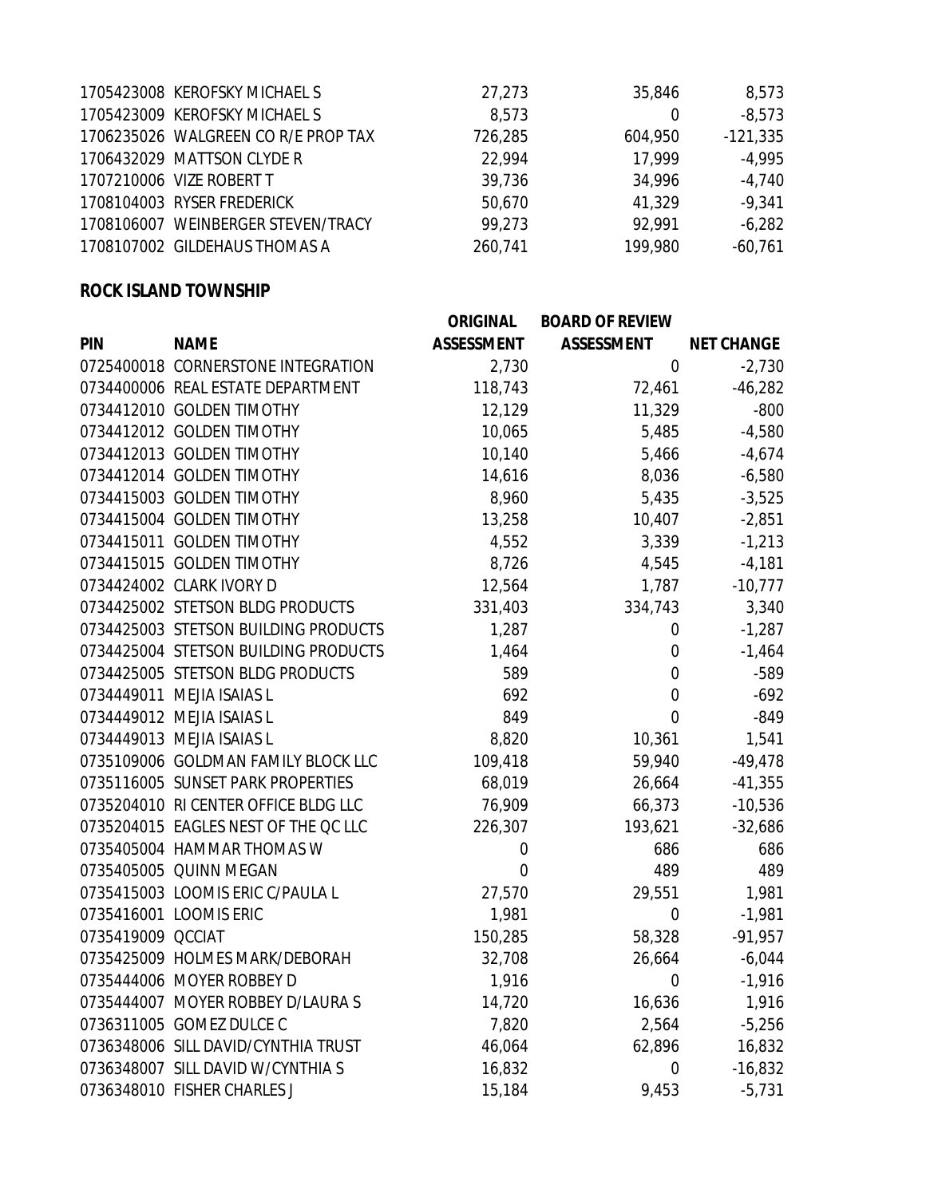| | | | | |
|---|---|---|---|---|
| 1705423008 | KEROFSKY MICHAEL S | 27,273 | 35,846 | 8,573 |
| 1705423009 | KEROFSKY MICHAEL S | 8,573 | 0 | -8,573 |
| 1706235026 | WALGREEN CO R/E PROP TAX | 726,285 | 604,950 | -121,335 |
| 1706432029 | MATTSON CLYDE R | 22,994 | 17,999 | -4,995 |
| 1707210006 | VIZE ROBERT T | 39,736 | 34,996 | -4,740 |
| 1708104003 | RYSER FREDERICK | 50,670 | 41,329 | -9,341 |
| 1708106007 | WEINBERGER STEVEN/TRACY | 99,273 | 92,991 | -6,282 |
| 1708107002 | GILDEHAUS THOMAS A | 260,741 | 199,980 | -60,761 |

**ROCK ISLAND TOWNSHIP**

| PIN | NAME | ORIGINAL ASSESSMENT | BOARD OF REVIEW ASSESSMENT | NET CHANGE |
|---|---|---|---|---|
| 0725400018 | CORNERSTONE INTEGRATION | 2,730 | 0 | -2,730 |
| 0734400006 | REAL ESTATE DEPARTMENT | 118,743 | 72,461 | -46,282 |
| 0734412010 | GOLDEN TIMOTHY | 12,129 | 11,329 | -800 |
| 0734412012 | GOLDEN TIMOTHY | 10,065 | 5,485 | -4,580 |
| 0734412013 | GOLDEN TIMOTHY | 10,140 | 5,466 | -4,674 |
| 0734412014 | GOLDEN TIMOTHY | 14,616 | 8,036 | -6,580 |
| 0734415003 | GOLDEN TIMOTHY | 8,960 | 5,435 | -3,525 |
| 0734415004 | GOLDEN TIMOTHY | 13,258 | 10,407 | -2,851 |
| 0734415011 | GOLDEN TIMOTHY | 4,552 | 3,339 | -1,213 |
| 0734415015 | GOLDEN TIMOTHY | 8,726 | 4,545 | -4,181 |
| 0734424002 | CLARK IVORY D | 12,564 | 1,787 | -10,777 |
| 0734425002 | STETSON BLDG PRODUCTS | 331,403 | 334,743 | 3,340 |
| 0734425003 | STETSON BUILDING PRODUCTS | 1,287 | 0 | -1,287 |
| 0734425004 | STETSON BUILDING PRODUCTS | 1,464 | 0 | -1,464 |
| 0734425005 | STETSON BLDG PRODUCTS | 589 | 0 | -589 |
| 0734449011 | MEJIA ISAIAS L | 692 | 0 | -692 |
| 0734449012 | MEJIA ISAIAS L | 849 | 0 | -849 |
| 0734449013 | MEJIA ISAIAS L | 8,820 | 10,361 | 1,541 |
| 0735109006 | GOLDMAN FAMILY BLOCK LLC | 109,418 | 59,940 | -49,478 |
| 0735116005 | SUNSET PARK PROPERTIES | 68,019 | 26,664 | -41,355 |
| 0735204010 | RI CENTER OFFICE BLDG LLC | 76,909 | 66,373 | -10,536 |
| 0735204015 | EAGLES NEST OF THE QC LLC | 226,307 | 193,621 | -32,686 |
| 0735405004 | HAMMAR THOMAS W | 0 | 686 | 686 |
| 0735405005 | QUINN MEGAN | 0 | 489 | 489 |
| 0735415003 | LOOMIS ERIC C/PAULA L | 27,570 | 29,551 | 1,981 |
| 0735416001 | LOOMIS ERIC | 1,981 | 0 | -1,981 |
| 0735419009 | QCCIAT | 150,285 | 58,328 | -91,957 |
| 0735425009 | HOLMES MARK/DEBORAH | 32,708 | 26,664 | -6,044 |
| 0735444006 | MOYER ROBBEY D | 1,916 | 0 | -1,916 |
| 0735444007 | MOYER ROBBEY D/LAURA S | 14,720 | 16,636 | 1,916 |
| 0736311005 | GOMEZ DULCE C | 7,820 | 2,564 | -5,256 |
| 0736348006 | SILL DAVID/CYNTHIA TRUST | 46,064 | 62,896 | 16,832 |
| 0736348007 | SILL DAVID W/CYNTHIA S | 16,832 | 0 | -16,832 |
| 0736348010 | FISHER CHARLES J | 15,184 | 9,453 | -5,731 |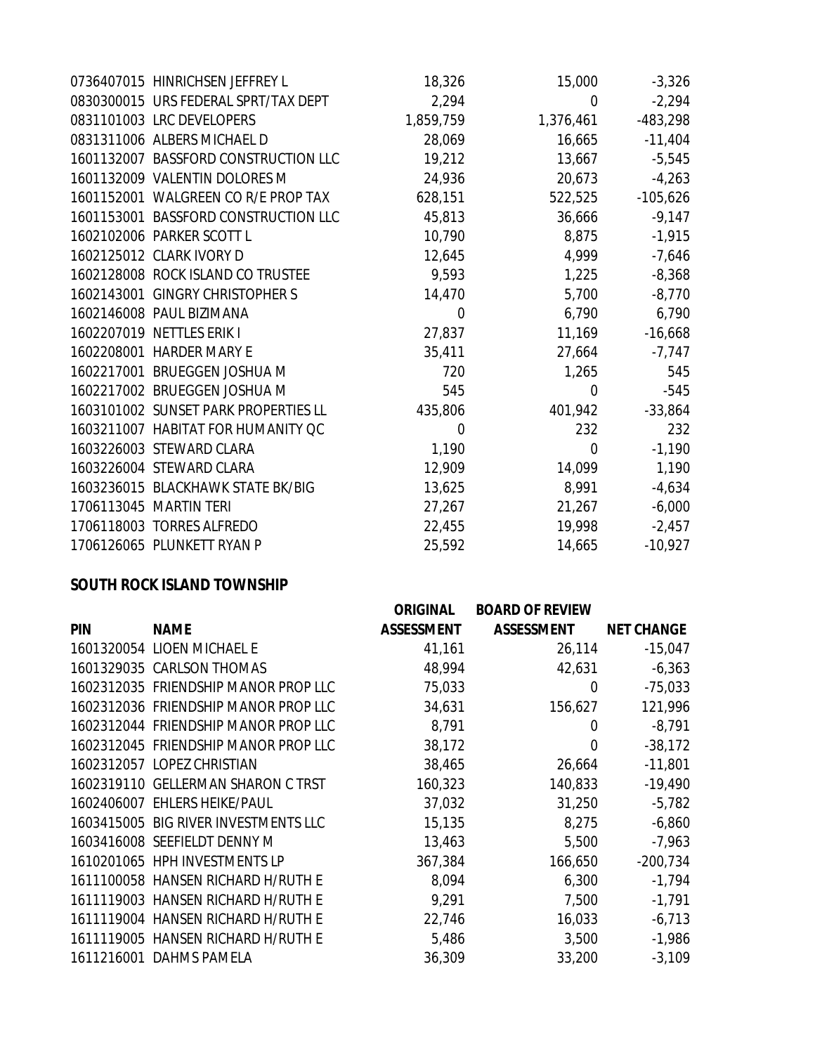| | | | | |
|---|---|---|---|---|
| 0736407015 | HINRICHSEN JEFFREY L | 18,326 | 15,000 | -3,326 |
| 0830300015 | URS FEDERAL SPRT/TAX DEPT | 2,294 | 0 | -2,294 |
| 0831101003 | LRC DEVELOPERS | 1,859,759 | 1,376,461 | -483,298 |
| 0831311006 | ALBERS MICHAEL D | 28,069 | 16,665 | -11,404 |
| 1601132007 | BASSFORD CONSTRUCTION LLC | 19,212 | 13,667 | -5,545 |
| 1601132009 | VALENTIN DOLORES M | 24,936 | 20,673 | -4,263 |
| 1601152001 | WALGREEN CO R/E PROP TAX | 628,151 | 522,525 | -105,626 |
| 1601153001 | BASSFORD CONSTRUCTION LLC | 45,813 | 36,666 | -9,147 |
| 1602102006 | PARKER SCOTT L | 10,790 | 8,875 | -1,915 |
| 1602125012 | CLARK IVORY D | 12,645 | 4,999 | -7,646 |
| 1602128008 | ROCK ISLAND CO TRUSTEE | 9,593 | 1,225 | -8,368 |
| 1602143001 | GINGRY CHRISTOPHER S | 14,470 | 5,700 | -8,770 |
| 1602146008 | PAUL BIZIMANA | 0 | 6,790 | 6,790 |
| 1602207019 | NETTLES ERIK I | 27,837 | 11,169 | -16,668 |
| 1602208001 | HARDER MARY E | 35,411 | 27,664 | -7,747 |
| 1602217001 | BRUEGGEN JOSHUA M | 720 | 1,265 | 545 |
| 1602217002 | BRUEGGEN JOSHUA M | 545 | 0 | -545 |
| 1603101002 | SUNSET PARK PROPERTIES LL | 435,806 | 401,942 | -33,864 |
| 1603211007 | HABITAT FOR HUMANITY QC | 0 | 232 | 232 |
| 1603226003 | STEWARD CLARA | 1,190 | 0 | -1,190 |
| 1603226004 | STEWARD CLARA | 12,909 | 14,099 | 1,190 |
| 1603236015 | BLACKHAWK STATE BK/BIG | 13,625 | 8,991 | -4,634 |
| 1706113045 | MARTIN TERI | 27,267 | 21,267 | -6,000 |
| 1706118003 | TORRES ALFREDO | 22,455 | 19,998 | -2,457 |
| 1706126065 | PLUNKETT RYAN P | 25,592 | 14,665 | -10,927 |

**SOUTH ROCK ISLAND TOWNSHIP**

| PIN | NAME | ORIGINAL ASSESSMENT | BOARD OF REVIEW ASSESSMENT | NET CHANGE |
|---|---|---|---|---|
| 1601320054 | LIOEN MICHAEL E | 41,161 | 26,114 | -15,047 |
| 1601329035 | CARLSON THOMAS | 48,994 | 42,631 | -6,363 |
| 1602312035 | FRIENDSHIP MANOR PROP LLC | 75,033 | 0 | -75,033 |
| 1602312036 | FRIENDSHIP MANOR PROP LLC | 34,631 | 156,627 | 121,996 |
| 1602312044 | FRIENDSHIP MANOR PROP LLC | 8,791 | 0 | -8,791 |
| 1602312045 | FRIENDSHIP MANOR PROP LLC | 38,172 | 0 | -38,172 |
| 1602312057 | LOPEZ CHRISTIAN | 38,465 | 26,664 | -11,801 |
| 1602319110 | GELLERMAN SHARON C TRST | 160,323 | 140,833 | -19,490 |
| 1602406007 | EHLERS HEIKE/PAUL | 37,032 | 31,250 | -5,782 |
| 1603415005 | BIG RIVER INVESTMENTS LLC | 15,135 | 8,275 | -6,860 |
| 1603416008 | SEEFIELDT DENNY M | 13,463 | 5,500 | -7,963 |
| 1610201065 | HPH INVESTMENTS LP | 367,384 | 166,650 | -200,734 |
| 1611100058 | HANSEN RICHARD H/RUTH E | 8,094 | 6,300 | -1,794 |
| 1611119003 | HANSEN RICHARD H/RUTH E | 9,291 | 7,500 | -1,791 |
| 1611119004 | HANSEN RICHARD H/RUTH E | 22,746 | 16,033 | -6,713 |
| 1611119005 | HANSEN RICHARD H/RUTH E | 5,486 | 3,500 | -1,986 |
| 1611216001 | DAHMS PAMELA | 36,309 | 33,200 | -3,109 |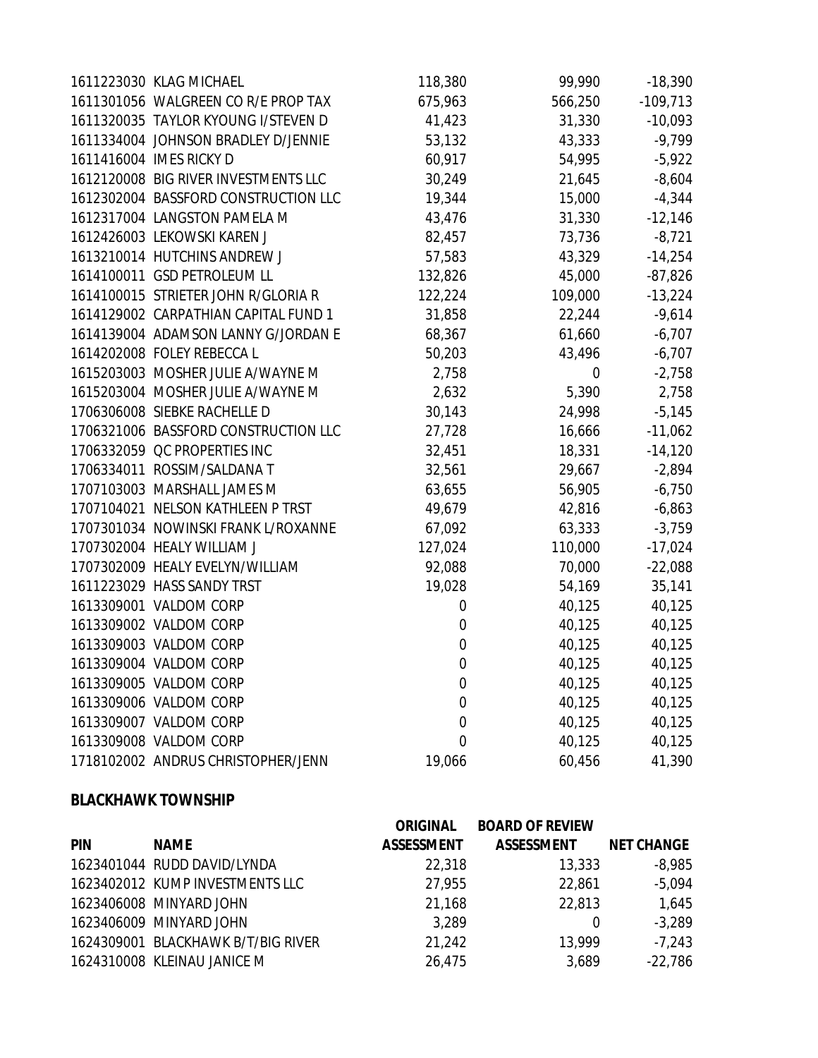| PIN | NAME | ORIGINAL ASSESSMENT | BOARD OF REVIEW ASSESSMENT | NET CHANGE |
|---|---|---|---|---|
| 1611223030 | KLAG MICHAEL | 118,380 | 99,990 | -18,390 |
| 1611301056 | WALGREEN CO R/E PROP TAX | 675,963 | 566,250 | -109,713 |
| 1611320035 | TAYLOR KYOUNG I/STEVEN D | 41,423 | 31,330 | -10,093 |
| 1611334004 | JOHNSON BRADLEY D/JENNIE | 53,132 | 43,333 | -9,799 |
| 1611416004 | IMES RICKY D | 60,917 | 54,995 | -5,922 |
| 1612120008 | BIG RIVER INVESTMENTS LLC | 30,249 | 21,645 | -8,604 |
| 1612302004 | BASSFORD CONSTRUCTION LLC | 19,344 | 15,000 | -4,344 |
| 1612317004 | LANGSTON PAMELA M | 43,476 | 31,330 | -12,146 |
| 1612426003 | LEKOWSKI KAREN J | 82,457 | 73,736 | -8,721 |
| 1613210014 | HUTCHINS ANDREW J | 57,583 | 43,329 | -14,254 |
| 1614100011 | GSD PETROLEUM LL | 132,826 | 45,000 | -87,826 |
| 1614100015 | STRIETER JOHN R/GLORIA R | 122,224 | 109,000 | -13,224 |
| 1614129002 | CARPATHIAN CAPITAL FUND 1 | 31,858 | 22,244 | -9,614 |
| 1614139004 | ADAMSON LANNY G/JORDAN E | 68,367 | 61,660 | -6,707 |
| 1614202008 | FOLEY REBECCA L | 50,203 | 43,496 | -6,707 |
| 1615203003 | MOSHER JULIE A/WAYNE M | 2,758 | 0 | -2,758 |
| 1615203004 | MOSHER JULIE A/WAYNE M | 2,632 | 5,390 | 2,758 |
| 1706306008 | SIEBKE RACHELLE D | 30,143 | 24,998 | -5,145 |
| 1706321006 | BASSFORD CONSTRUCTION LLC | 27,728 | 16,666 | -11,062 |
| 1706332059 | QC PROPERTIES INC | 32,451 | 18,331 | -14,120 |
| 1706334011 | ROSSIM/SALDANA T | 32,561 | 29,667 | -2,894 |
| 1707103003 | MARSHALL JAMES M | 63,655 | 56,905 | -6,750 |
| 1707104021 | NELSON KATHLEEN P TRST | 49,679 | 42,816 | -6,863 |
| 1707301034 | NOWINSKI FRANK L/ROXANNE | 67,092 | 63,333 | -3,759 |
| 1707302004 | HEALY WILLIAM J | 127,024 | 110,000 | -17,024 |
| 1707302009 | HEALY EVELYN/WILLIAM | 92,088 | 70,000 | -22,088 |
| 1611223029 | HASS SANDY TRST | 19,028 | 54,169 | 35,141 |
| 1613309001 | VALDOM CORP | 0 | 40,125 | 40,125 |
| 1613309002 | VALDOM CORP | 0 | 40,125 | 40,125 |
| 1613309003 | VALDOM CORP | 0 | 40,125 | 40,125 |
| 1613309004 | VALDOM CORP | 0 | 40,125 | 40,125 |
| 1613309005 | VALDOM CORP | 0 | 40,125 | 40,125 |
| 1613309006 | VALDOM CORP | 0 | 40,125 | 40,125 |
| 1613309007 | VALDOM CORP | 0 | 40,125 | 40,125 |
| 1613309008 | VALDOM CORP | 0 | 40,125 | 40,125 |
| 1718102002 | ANDRUS CHRISTOPHER/JENN | 19,066 | 60,456 | 41,390 |

**BLACKHAWK TOWNSHIP**

| PIN | NAME | ORIGINAL ASSESSMENT | BOARD OF REVIEW ASSESSMENT | NET CHANGE |
|---|---|---|---|---|
| 1623401044 | RUDD DAVID/LYNDA | 22,318 | 13,333 | -8,985 |
| 1623402012 | KUMP INVESTMENTS LLC | 27,955 | 22,861 | -5,094 |
| 1623406008 | MINYARD JOHN | 21,168 | 22,813 | 1,645 |
| 1623406009 | MINYARD JOHN | 3,289 | 0 | -3,289 |
| 1624309001 | BLACKHAWK B/T/BIG RIVER | 21,242 | 13,999 | -7,243 |
| 1624310008 | KLEINAU JANICE M | 26,475 | 3,689 | -22,786 |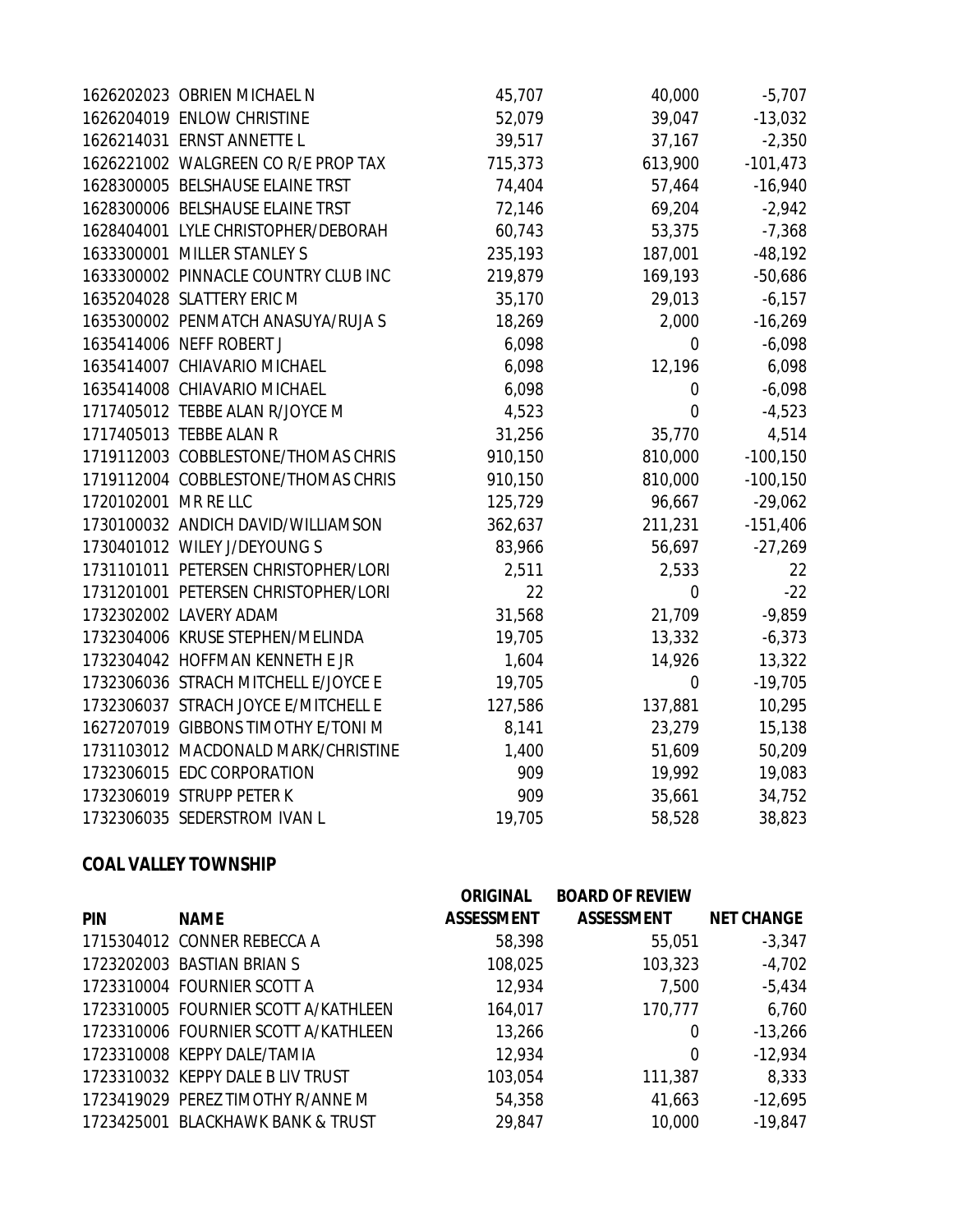| PIN | NAME | ORIGINAL ASSESSMENT | BOARD OF REVIEW ASSESSMENT | NET CHANGE |
|---|---|---|---|---|
| 1626202023 | OBRIEN MICHAEL N | 45,707 | 40,000 | -5,707 |
| 1626204019 | ENLOW CHRISTINE | 52,079 | 39,047 | -13,032 |
| 1626214031 | ERNST ANNETTE L | 39,517 | 37,167 | -2,350 |
| 1626221002 | WALGREEN CO R/E PROP TAX | 715,373 | 613,900 | -101,473 |
| 1628300005 | BELSHAUSE ELAINE TRST | 74,404 | 57,464 | -16,940 |
| 1628300006 | BELSHAUSE ELAINE TRST | 72,146 | 69,204 | -2,942 |
| 1628404001 | LYLE CHRISTOPHER/DEBORAH | 60,743 | 53,375 | -7,368 |
| 1633300001 | MILLER STANLEY S | 235,193 | 187,001 | -48,192 |
| 1633300002 | PINNACLE COUNTRY CLUB INC | 219,879 | 169,193 | -50,686 |
| 1635204028 | SLATTERY ERIC M | 35,170 | 29,013 | -6,157 |
| 1635300002 | PENMATCH ANASUYA/RUJA S | 18,269 | 2,000 | -16,269 |
| 1635414006 | NEFF ROBERT J | 6,098 | 0 | -6,098 |
| 1635414007 | CHIAVARIO MICHAEL | 6,098 | 12,196 | 6,098 |
| 1635414008 | CHIAVARIO MICHAEL | 6,098 | 0 | -6,098 |
| 1717405012 | TEBBE ALAN R/JOYCE M | 4,523 | 0 | -4,523 |
| 1717405013 | TEBBE ALAN R | 31,256 | 35,770 | 4,514 |
| 1719112003 | COBBLESTONE/THOMAS CHRIS | 910,150 | 810,000 | -100,150 |
| 1719112004 | COBBLESTONE/THOMAS CHRIS | 910,150 | 810,000 | -100,150 |
| 1720102001 | MR RE LLC | 125,729 | 96,667 | -29,062 |
| 1730100032 | ANDICH DAVID/WILLIAMSON | 362,637 | 211,231 | -151,406 |
| 1730401012 | WILEY J/DEYOUNG S | 83,966 | 56,697 | -27,269 |
| 1731101011 | PETERSEN CHRISTOPHER/LORI | 2,511 | 2,533 | 22 |
| 1731201001 | PETERSEN CHRISTOPHER/LORI | 22 | 0 | -22 |
| 1732302002 | LAVERY ADAM | 31,568 | 21,709 | -9,859 |
| 1732304006 | KRUSE STEPHEN/MELINDA | 19,705 | 13,332 | -6,373 |
| 1732304042 | HOFFMAN KENNETH E JR | 1,604 | 14,926 | 13,322 |
| 1732306036 | STRACH MITCHELL E/JOYCE E | 19,705 | 0 | -19,705 |
| 1732306037 | STRACH JOYCE E/MITCHELL E | 127,586 | 137,881 | 10,295 |
| 1627207019 | GIBBONS TIMOTHY E/TONI M | 8,141 | 23,279 | 15,138 |
| 1731103012 | MACDONALD MARK/CHRISTINE | 1,400 | 51,609 | 50,209 |
| 1732306015 | EDC CORPORATION | 909 | 19,992 | 19,083 |
| 1732306019 | STRUPP PETER K | 909 | 35,661 | 34,752 |
| 1732306035 | SEDERSTROM IVAN L | 19,705 | 58,528 | 38,823 |

**COAL VALLEY TOWNSHIP**

| PIN | NAME | ORIGINAL ASSESSMENT | BOARD OF REVIEW ASSESSMENT | NET CHANGE |
|---|---|---|---|---|
| 1715304012 | CONNER REBECCA A | 58,398 | 55,051 | -3,347 |
| 1723202003 | BASTIAN BRIAN S | 108,025 | 103,323 | -4,702 |
| 1723310004 | FOURNIER SCOTT A | 12,934 | 7,500 | -5,434 |
| 1723310005 | FOURNIER SCOTT A/KATHLEEN | 164,017 | 170,777 | 6,760 |
| 1723310006 | FOURNIER SCOTT A/KATHLEEN | 13,266 | 0 | -13,266 |
| 1723310008 | KEPPY DALE/TAMIA | 12,934 | 0 | -12,934 |
| 1723310032 | KEPPY DALE B LIV TRUST | 103,054 | 111,387 | 8,333 |
| 1723419029 | PEREZ TIMOTHY R/ANNE M | 54,358 | 41,663 | -12,695 |
| 1723425001 | BLACKHAWK BANK & TRUST | 29,847 | 10,000 | -19,847 |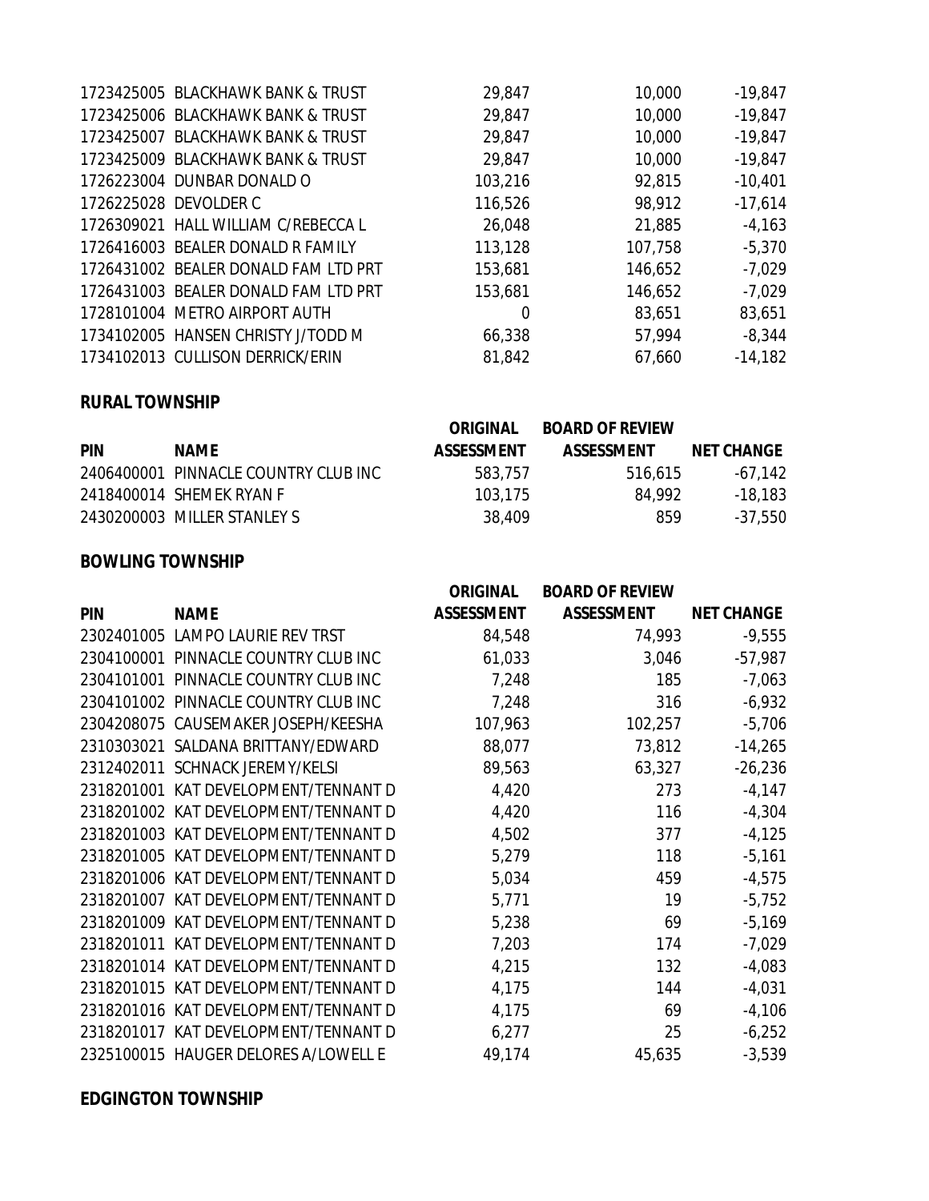| PIN | NAME | ORIGINAL ASSESSMENT | BOARD OF REVIEW ASSESSMENT | NET CHANGE |
|---|---|---|---|---|
| 1723425005 | BLACKHAWK BANK & TRUST | 29,847 | 10,000 | -19,847 |
| 1723425006 | BLACKHAWK BANK & TRUST | 29,847 | 10,000 | -19,847 |
| 1723425007 | BLACKHAWK BANK & TRUST | 29,847 | 10,000 | -19,847 |
| 1723425009 | BLACKHAWK BANK & TRUST | 29,847 | 10,000 | -19,847 |
| 1726223004 | DUNBAR DONALD O | 103,216 | 92,815 | -10,401 |
| 1726225028 | DEVOLDER C | 116,526 | 98,912 | -17,614 |
| 1726309021 | HALL WILLIAM C/REBECCA L | 26,048 | 21,885 | -4,163 |
| 1726416003 | BEALER DONALD R FAMILY | 113,128 | 107,758 | -5,370 |
| 1726431002 | BEALER DONALD FAM LTD PRT | 153,681 | 146,652 | -7,029 |
| 1726431003 | BEALER DONALD FAM LTD PRT | 153,681 | 146,652 | -7,029 |
| 1728101004 | METRO AIRPORT AUTH | 0 | 83,651 | 83,651 |
| 1734102005 | HANSEN CHRISTY J/TODD M | 66,338 | 57,994 | -8,344 |
| 1734102013 | CULLISON DERRICK/ERIN | 81,842 | 67,660 | -14,182 |

**RURAL TOWNSHIP**

| PIN | NAME | ORIGINAL ASSESSMENT | BOARD OF REVIEW ASSESSMENT | NET CHANGE |
|---|---|---|---|---|
| 2406400001 | PINNACLE COUNTRY CLUB INC | 583,757 | 516,615 | -67,142 |
| 2418400014 | SHEMEK RYAN F | 103,175 | 84,992 | -18,183 |
| 2430200003 | MILLER STANLEY S | 38,409 | 859 | -37,550 |

**BOWLING TOWNSHIP**

| PIN | NAME | ORIGINAL ASSESSMENT | BOARD OF REVIEW ASSESSMENT | NET CHANGE |
|---|---|---|---|---|
| 2302401005 | LAMPO LAURIE REV TRST | 84,548 | 74,993 | -9,555 |
| 2304100001 | PINNACLE COUNTRY CLUB INC | 61,033 | 3,046 | -57,987 |
| 2304101001 | PINNACLE COUNTRY CLUB INC | 7,248 | 185 | -7,063 |
| 2304101002 | PINNACLE COUNTRY CLUB INC | 7,248 | 316 | -6,932 |
| 2304208075 | CAUSEMAKER JOSEPH/KEESHA | 107,963 | 102,257 | -5,706 |
| 2310303021 | SALDANA BRITTANY/EDWARD | 88,077 | 73,812 | -14,265 |
| 2312402011 | SCHNACK JEREMY/KELSI | 89,563 | 63,327 | -26,236 |
| 2318201001 | KAT DEVELOPMENT/TENNANT D | 4,420 | 273 | -4,147 |
| 2318201002 | KAT DEVELOPMENT/TENNANT D | 4,420 | 116 | -4,304 |
| 2318201003 | KAT DEVELOPMENT/TENNANT D | 4,502 | 377 | -4,125 |
| 2318201005 | KAT DEVELOPMENT/TENNANT D | 5,279 | 118 | -5,161 |
| 2318201006 | KAT DEVELOPMENT/TENNANT D | 5,034 | 459 | -4,575 |
| 2318201007 | KAT DEVELOPMENT/TENNANT D | 5,771 | 19 | -5,752 |
| 2318201009 | KAT DEVELOPMENT/TENNANT D | 5,238 | 69 | -5,169 |
| 2318201011 | KAT DEVELOPMENT/TENNANT D | 7,203 | 174 | -7,029 |
| 2318201014 | KAT DEVELOPMENT/TENNANT D | 4,215 | 132 | -4,083 |
| 2318201015 | KAT DEVELOPMENT/TENNANT D | 4,175 | 144 | -4,031 |
| 2318201016 | KAT DEVELOPMENT/TENNANT D | 4,175 | 69 | -4,106 |
| 2318201017 | KAT DEVELOPMENT/TENNANT D | 6,277 | 25 | -6,252 |
| 2325100015 | HAUGER DELORES A/LOWELL E | 49,174 | 45,635 | -3,539 |

**EDGINGTON TOWNSHIP**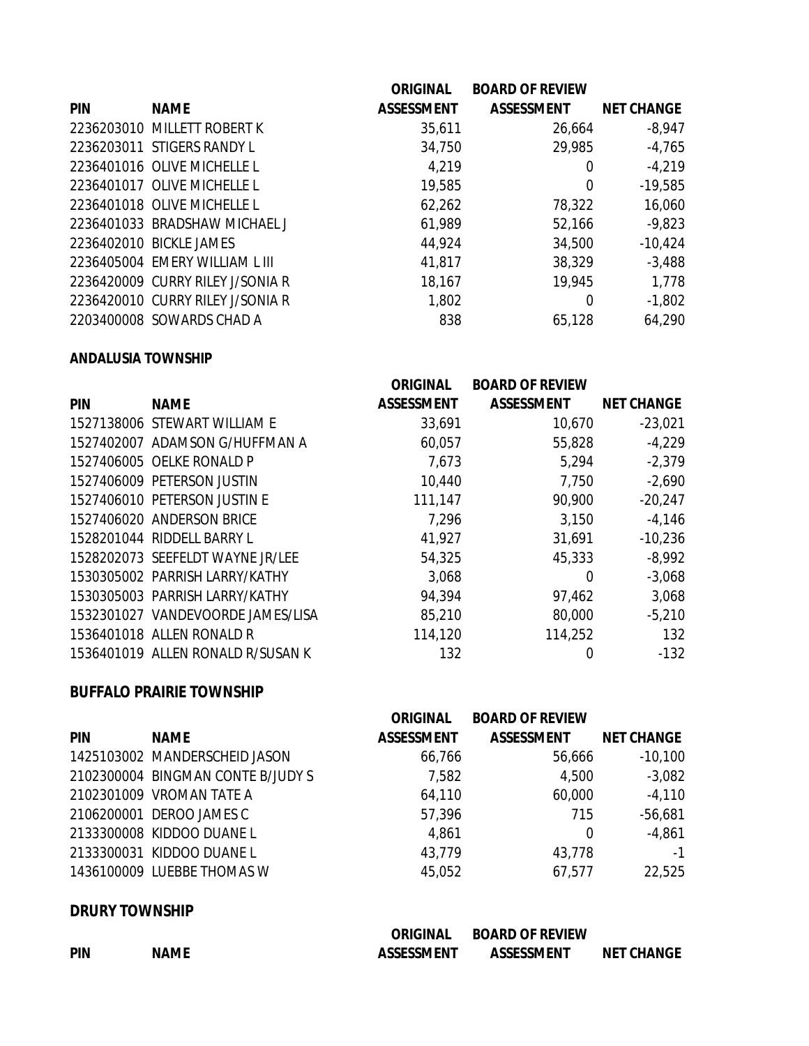| PIN | NAME | ORIGINAL ASSESSMENT | BOARD OF REVIEW ASSESSMENT | NET CHANGE |
|---|---|---|---|---|
| 2236203010 | MILLETT ROBERT K | 35,611 | 26,664 | -8,947 |
| 2236203011 | STIGERS RANDY L | 34,750 | 29,985 | -4,765 |
| 2236401016 | OLIVE MICHELLE L | 4,219 | 0 | -4,219 |
| 2236401017 | OLIVE MICHELLE L | 19,585 | 0 | -19,585 |
| 2236401018 | OLIVE MICHELLE L | 62,262 | 78,322 | 16,060 |
| 2236401033 | BRADSHAW MICHAEL J | 61,989 | 52,166 | -9,823 |
| 2236402010 | BICKLE JAMES | 44,924 | 34,500 | -10,424 |
| 2236405004 | EMERY WILLIAM L III | 41,817 | 38,329 | -3,488 |
| 2236420009 | CURRY RILEY J/SONIA R | 18,167 | 19,945 | 1,778 |
| 2236420010 | CURRY RILEY J/SONIA R | 1,802 | 0 | -1,802 |
| 2203400008 | SOWARDS CHAD A | 838 | 65,128 | 64,290 |

**ANDALUSIA TOWNSHIP**

| PIN | NAME | ORIGINAL ASSESSMENT | BOARD OF REVIEW ASSESSMENT | NET CHANGE |
|---|---|---|---|---|
| 1527138006 | STEWART WILLIAM E | 33,691 | 10,670 | -23,021 |
| 1527402007 | ADAMSON G/HUFFMAN A | 60,057 | 55,828 | -4,229 |
| 1527406005 | OELKE RONALD P | 7,673 | 5,294 | -2,379 |
| 1527406009 | PETERSON JUSTIN | 10,440 | 7,750 | -2,690 |
| 1527406010 | PETERSON JUSTIN E | 111,147 | 90,900 | -20,247 |
| 1527406020 | ANDERSON BRICE | 7,296 | 3,150 | -4,146 |
| 1528201044 | RIDDELL BARRY L | 41,927 | 31,691 | -10,236 |
| 1528202073 | SEEFELDT WAYNE JR/LEE | 54,325 | 45,333 | -8,992 |
| 1530305002 | PARRISH LARRY/KATHY | 3,068 | 0 | -3,068 |
| 1530305003 | PARRISH LARRY/KATHY | 94,394 | 97,462 | 3,068 |
| 1532301027 | VANDEVOORDE JAMES/LISA | 85,210 | 80,000 | -5,210 |
| 1536401018 | ALLEN RONALD R | 114,120 | 114,252 | 132 |
| 1536401019 | ALLEN RONALD R/SUSAN K | 132 | 0 | -132 |

**BUFFALO PRAIRIE TOWNSHIP**

| PIN | NAME | ORIGINAL ASSESSMENT | BOARD OF REVIEW ASSESSMENT | NET CHANGE |
|---|---|---|---|---|
| 1425103002 | MANDERSCHEID JASON | 66,766 | 56,666 | -10,100 |
| 2102300004 | BINGMAN CONTE B/JUDY S | 7,582 | 4,500 | -3,082 |
| 2102301009 | VROMAN TATE A | 64,110 | 60,000 | -4,110 |
| 2106200001 | DEROO JAMES C | 57,396 | 715 | -56,681 |
| 2133300008 | KIDDOO DUANE L | 4,861 | 0 | -4,861 |
| 2133300031 | KIDDOO DUANE L | 43,779 | 43,778 | -1 |
| 1436100009 | LUEBBE THOMAS W | 45,052 | 67,577 | 22,525 |

**DRURY TOWNSHIP**

| PIN | NAME | ORIGINAL ASSESSMENT | BOARD OF REVIEW ASSESSMENT | NET CHANGE |
|---|---|---|---|---|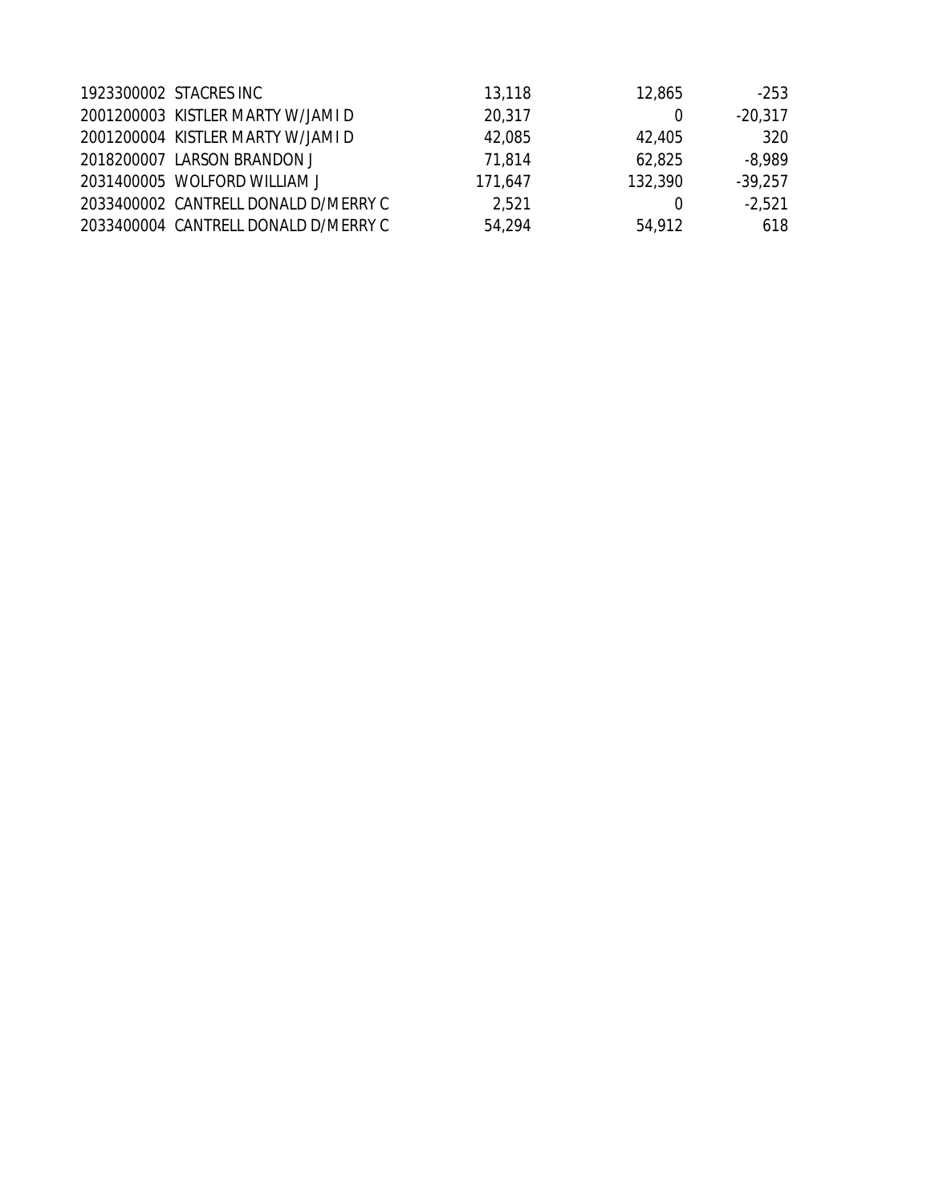| | | | | |
|---|---|---|---|---|
| 1923300002 | STACRES INC | 13,118 | 12,865 | -253 |
| 2001200003 | KISTLER MARTY W/JAMI D | 20,317 | 0 | -20,317 |
| 2001200004 | KISTLER MARTY W/JAMI D | 42,085 | 42,405 | 320 |
| 2018200007 | LARSON BRANDON J | 71,814 | 62,825 | -8,989 |
| 2031400005 | WOLFORD WILLIAM J | 171,647 | 132,390 | -39,257 |
| 2033400002 | CANTRELL DONALD D/MERRY C | 2,521 | 0 | -2,521 |
| 2033400004 | CANTRELL DONALD D/MERRY C | 54,294 | 54,912 | 618 |